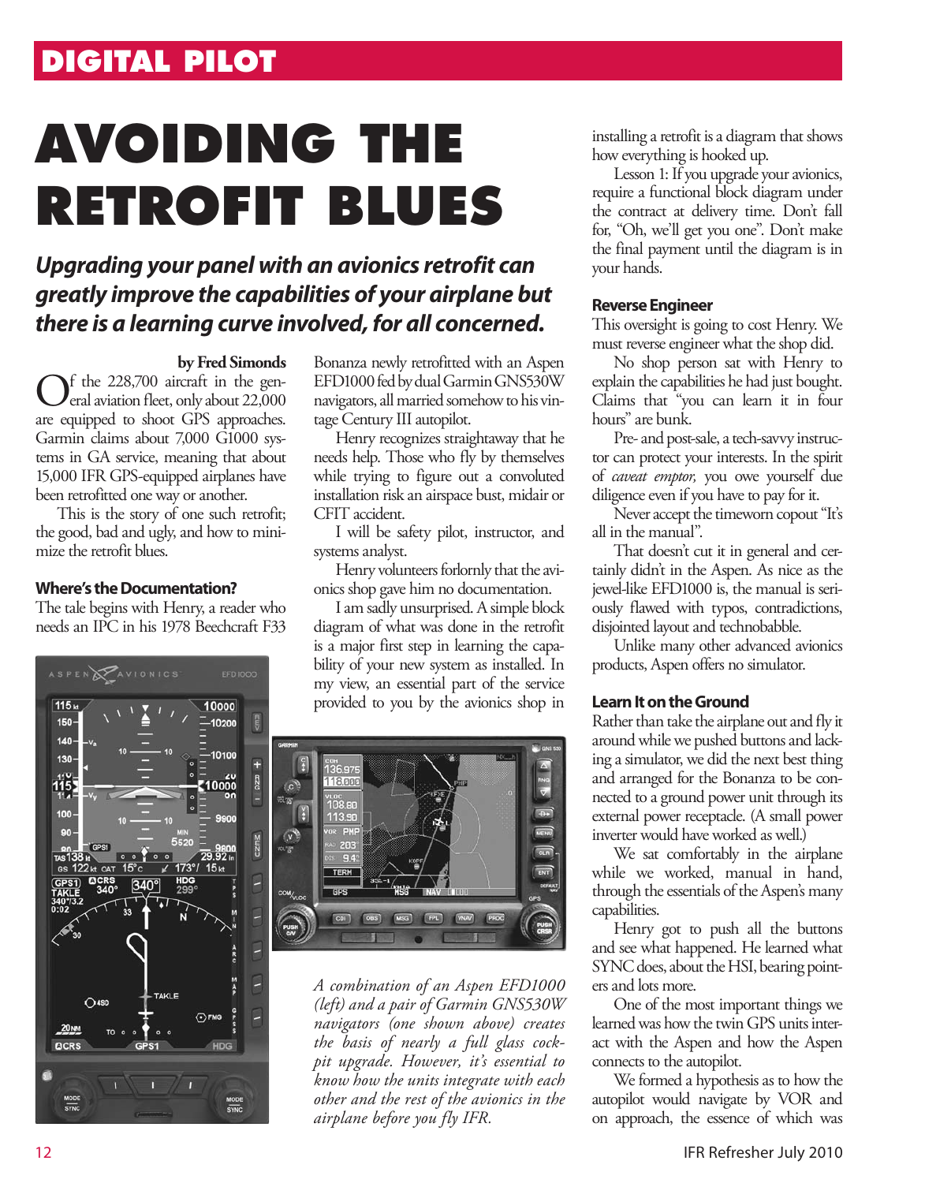# AVOIDING THE RETROFIT BLUES

***Upgrading your panel with an avionics retrofit can greatly improve the capabilities of your airplane but there is a learning curve involved, for all concerned.***

**by Fred Simonds**

Of the 228,700 aircraft in the general aviation fleet, only about 22,000 are equipped to shoot GPS approaches. Garmin claims about 7,000 G1000 systems in GA service, meaning that about 15,000 IFR GPS-equipped airplanes have been retrofitted one way or another.

This is the story of one such retrofit; the good, bad and ugly, and how to minimize the retrofit blues.

### Where's the Documentation?

The tale begins with Henry, a reader who needs an IPC in his 1978 Beechcraft F33 Bonanza newly retrofitted with an Aspen EFD1000 fed by dual Garmin GNS530W navigators, all married somehow to his vintage Century III autopilot.

Henry recognizes straightaway that he needs help. Those who fly by themselves while trying to figure out a convoluted installation risk an airspace bust, midair or CFIT accident.

I will be safety pilot, instructor, and systems analyst.

Henry volunteers forlornly that the avionics shop gave him no documentation.

I am sadly unsurprised. A simple block diagram of what was done in the retrofit is a major first step in learning the capability of your new system as installed. In my view, an essential part of the service provided to you by the avionics shop in installing a retrofit is a diagram that shows how everything is hooked up.

Lesson 1: If you upgrade your avionics, require a functional block diagram under the contract at delivery time. Don't fall for, "Oh, we'll get you one". Don't make the final payment until the diagram is in your hands.

*A combination of an Aspen EFD1000 (left) and a pair of Garmin GNS530W navigators (one shown above) creates the basis of nearly a full glass cockpit upgrade. However, it's essential to know how the units integrate with each other and the rest of the avionics in the airplane before you fly IFR.*

### Reverse Engineer

This oversight is going to cost Henry. We must reverse engineer what the shop did.

No shop person sat with Henry to explain the capabilities he had just bought. Claims that "you can learn it in four hours" are bunk.

Pre- and post-sale, a tech-savvy instructor can protect your interests. In the spirit of *caveat emptor,* you owe yourself due diligence even if you have to pay for it.

Never accept the timeworn copout "It's all in the manual".

That doesn't cut it in general and certainly didn't in the Aspen. As nice as the jewel-like EFD1000 is, the manual is seriously flawed with typos, contradictions, disjointed layout and technobabble.

Unlike many other advanced avionics products, Aspen offers no simulator.

### Learn It on the Ground

Rather than take the airplane out and fly it around while we pushed buttons and lacking a simulator, we did the next best thing and arranged for the Bonanza to be connected to a ground power unit through its external power receptacle. (A small power inverter would have worked as well.)

We sat comfortably in the airplane while we worked, manual in hand, through the essentials of the Aspen's many capabilities.

Henry got to push all the buttons and see what happened. He learned what SYNC does, about the HSI, bearing pointers and lots more.

One of the most important things we learned was how the twin GPS units interact with the Aspen and how the Aspen connects to the autopilot.

We formed a hypothesis as to how the autopilot would navigate by VOR and on approach, the essence of which was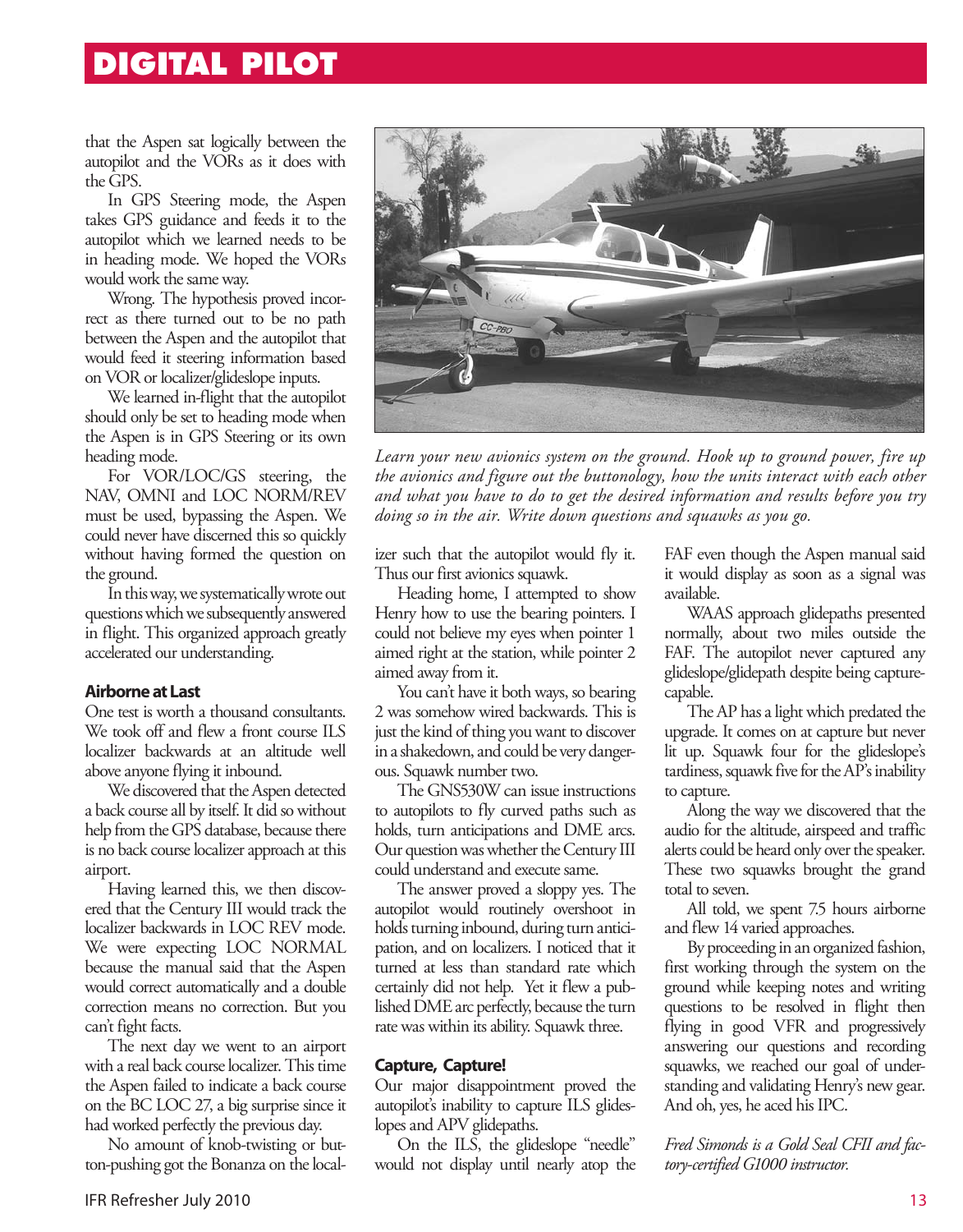that the Aspen sat logically between the autopilot and the VORs as it does with the GPS.

In GPS Steering mode, the Aspen takes GPS guidance and feeds it to the autopilot which we learned needs to be in heading mode. We hoped the VORs would work the same way.

Wrong. The hypothesis proved incorrect as there turned out to be no path between the Aspen and the autopilot that would feed it steering information based on VOR or localizer/glideslope inputs.

We learned in-flight that the autopilot should only be set to heading mode when the Aspen is in GPS Steering or its own heading mode.

For VOR/LOC/GS steering, the NAV, OMNI and LOC NORM/REV must be used, bypassing the Aspen. We could never have discerned this so quickly without having formed the question on the ground.

In this way, we systematically wrote out questions which we subsequently answered in flight. This organized approach greatly accelerated our understanding.

### Airborne at Last

One test is worth a thousand consultants. We took off and flew a front course ILS localizer backwards at an altitude well above anyone flying it inbound.

We discovered that the Aspen detected a back course all by itself. It did so without help from the GPS database, because there is no back course localizer approach at this airport.

Having learned this, we then discovered that the Century III would track the localizer backwards in LOC REV mode. We were expecting LOC NORMAL because the manual said that the Aspen would correct automatically and a double correction means no correction. But you can't fight facts.

The next day we went to an airport with a real back course localizer. This time the Aspen failed to indicate a back course on the BC LOC 27, a big surprise since it had worked perfectly the previous day.

No amount of knob-twisting or button-pushing got the Bonanza on the localizer such that the autopilot would fly it. Thus our first avionics squawk.

Heading home, I attempted to show Henry how to use the bearing pointers. I could not believe my eyes when pointer 1 aimed right at the station, while pointer 2 aimed away from it.

You can't have it both ways, so bearing 2 was somehow wired backwards. This is just the kind of thing you want to discover in a shakedown, and could be very dangerous. Squawk number two.

The GNS530W can issue instructions to autopilots to fly curved paths such as holds, turn anticipations and DME arcs. Our question was whether the Century III could understand and execute same.

The answer proved a sloppy yes. The autopilot would routinely overshoot in holds turning inbound, during turn anticipation, and on localizers. I noticed that it turned at less than standard rate which certainly did not help. Yet it flew a published DME arc perfectly, because the turn rate was within its ability. Squawk three.

### Capture, Capture!

Our major disappointment proved the autopilot's inability to capture ILS glideslopes and APV glidepaths.

On the ILS, the glideslope "needle" would not display until nearly atop the FAF even though the Aspen manual said it would display as soon as a signal was available.

WAAS approach glidepaths presented normally, about two miles outside the FAF. The autopilot never captured any glideslope/glidepath despite being capture-capable.

The AP has a light which predated the upgrade. It comes on at capture but never lit up. Squawk four for the glideslope's tardiness, squawk five for the AP's inability to capture.

Along the way we discovered that the audio for the altitude, airspeed and traffic alerts could be heard only over the speaker. These two squawks brought the grand total to seven.

All told, we spent 7.5 hours airborne and flew 14 varied approaches.

By proceeding in an organized fashion, first working through the system on the ground while keeping notes and writing questions to be resolved in flight then flying in good VFR and progressively answering our questions and recording squawks, we reached our goal of understanding and validating Henry's new gear. And oh, yes, he aced his IPC.

*Fred Simonds is a Gold Seal CFII and factory-certified G1000 instructor.*

*Learn your new avionics system on the ground. Hook up to ground power, fire up the avionics and figure out the buttonology, how the units interact with each other and what you have to do to get the desired information and results before you try doing so in the air. Write down questions and squawks as you go.*